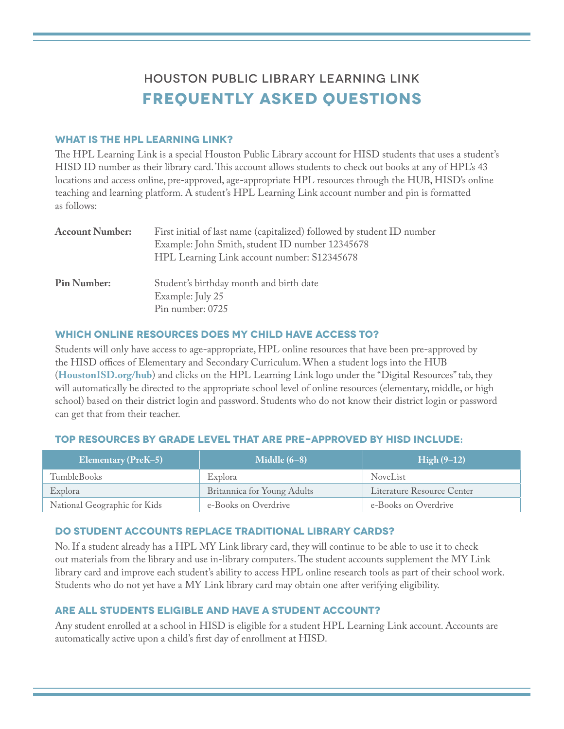# HOUSTON PUBLIC LIBRARY LEARNING LINK
## FREQUENTLY ASKED QUESTIONS

### WHAT IS THE HPL LEARNING LINK?

The HPL Learning Link is a special Houston Public Library account for HISD students that uses a student's HISD ID number as their library card. This account allows students to check out books at any of HPL's 43 locations and access online, pre-approved, age-appropriate HPL resources through the HUB, HISD's online teaching and learning platform. A student's HPL Learning Link account number and pin is formatted as follows:

**Account Number:** First initial of last name (capitalized) followed by student ID number
Example: John Smith, student ID number 12345678
HPL Learning Link account number: S12345678

**Pin Number:** Student's birthday month and birth date
Example: July 25
Pin number: 0725

### WHICH ONLINE RESOURCES DOES MY CHILD HAVE ACCESS TO?

Students will only have access to age-appropriate, HPL online resources that have been pre-approved by the HISD offices of Elementary and Secondary Curriculum. When a student logs into the HUB (**HoustonISD.org/hub**) and clicks on the HPL Learning Link logo under the "Digital Resources" tab, they will automatically be directed to the appropriate school level of online resources (elementary, middle, or high school) based on their district login and password. Students who do not know their district login or password can get that from their teacher.

### TOP RESOURCES BY GRADE LEVEL THAT ARE PRE-APPROVED BY HISD INCLUDE:

| Elementary (PreK–5) | Middle (6–8) | High (9–12) |
|---|---|---|
| TumbleBooks | Explora | NoveList |
| Explora | Britannica for Young Adults | Literature Resource Center |
| National Geographic for Kids | e-Books on Overdrive | e-Books on Overdrive |

### DO STUDENT ACCOUNTS REPLACE TRADITIONAL LIBRARY CARDS?

No. If a student already has a HPL MY Link library card, they will continue to be able to use it to check out materials from the library and use in-library computers. The student accounts supplement the MY Link library card and improve each student's ability to access HPL online research tools as part of their school work. Students who do not yet have a MY Link library card may obtain one after verifying eligibility.

### ARE ALL STUDENTS ELIGIBLE AND HAVE A STUDENT ACCOUNT?

Any student enrolled at a school in HISD is eligible for a student HPL Learning Link account. Accounts are automatically active upon a child's first day of enrollment at HISD.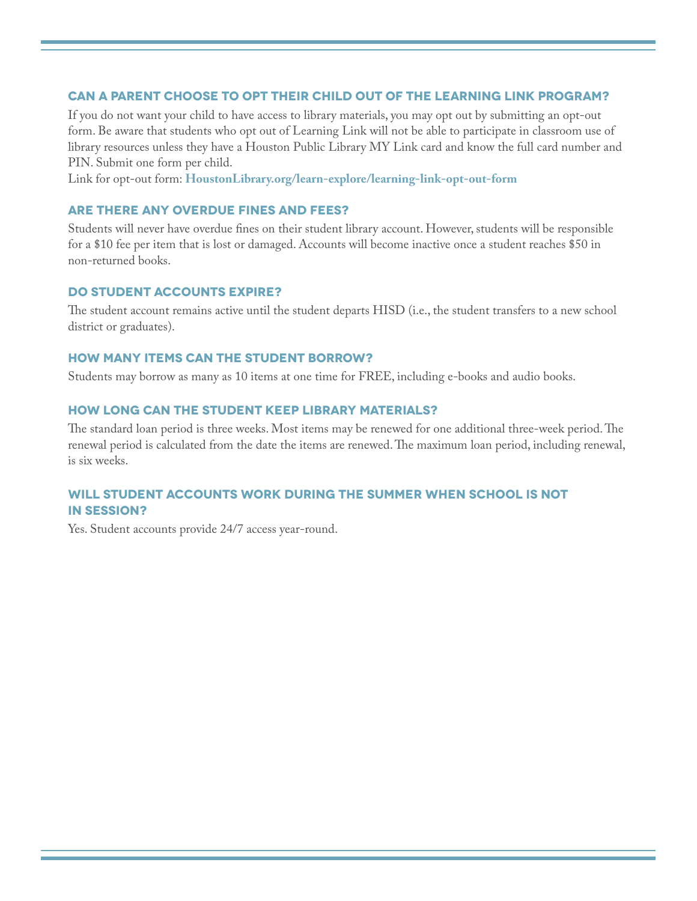### CAN A PARENT CHOOSE TO OPT THEIR CHILD OUT OF THE LEARNING LINK PROGRAM?

If you do not want your child to have access to library materials, you may opt out by submitting an opt-out form. Be aware that students who opt out of Learning Link will not be able to participate in classroom use of library resources unless they have a Houston Public Library MY Link card and know the full card number and PIN. Submit one form per child.

Link for opt-out form: **HoustonLibrary.org/learn-explore/learning-link-opt-out-form**

### ARE THERE ANY OVERDUE FINES AND FEES?

Students will never have overdue fines on their student library account. However, students will be responsible for a $10 fee per item that is lost or damaged. Accounts will become inactive once a student reaches $50 in non-returned books.

### DO STUDENT ACCOUNTS EXPIRE?

The student account remains active until the student departs HISD (i.e., the student transfers to a new school district or graduates).

### HOW MANY ITEMS CAN THE STUDENT BORROW?

Students may borrow as many as 10 items at one time for FREE, including e-books and audio books.

### HOW LONG CAN THE STUDENT KEEP LIBRARY MATERIALS?

The standard loan period is three weeks. Most items may be renewed for one additional three-week period. The renewal period is calculated from the date the items are renewed. The maximum loan period, including renewal, is six weeks.

### WILL STUDENT ACCOUNTS WORK DURING THE SUMMER WHEN SCHOOL IS NOT IN SESSION?

Yes. Student accounts provide 24/7 access year-round.